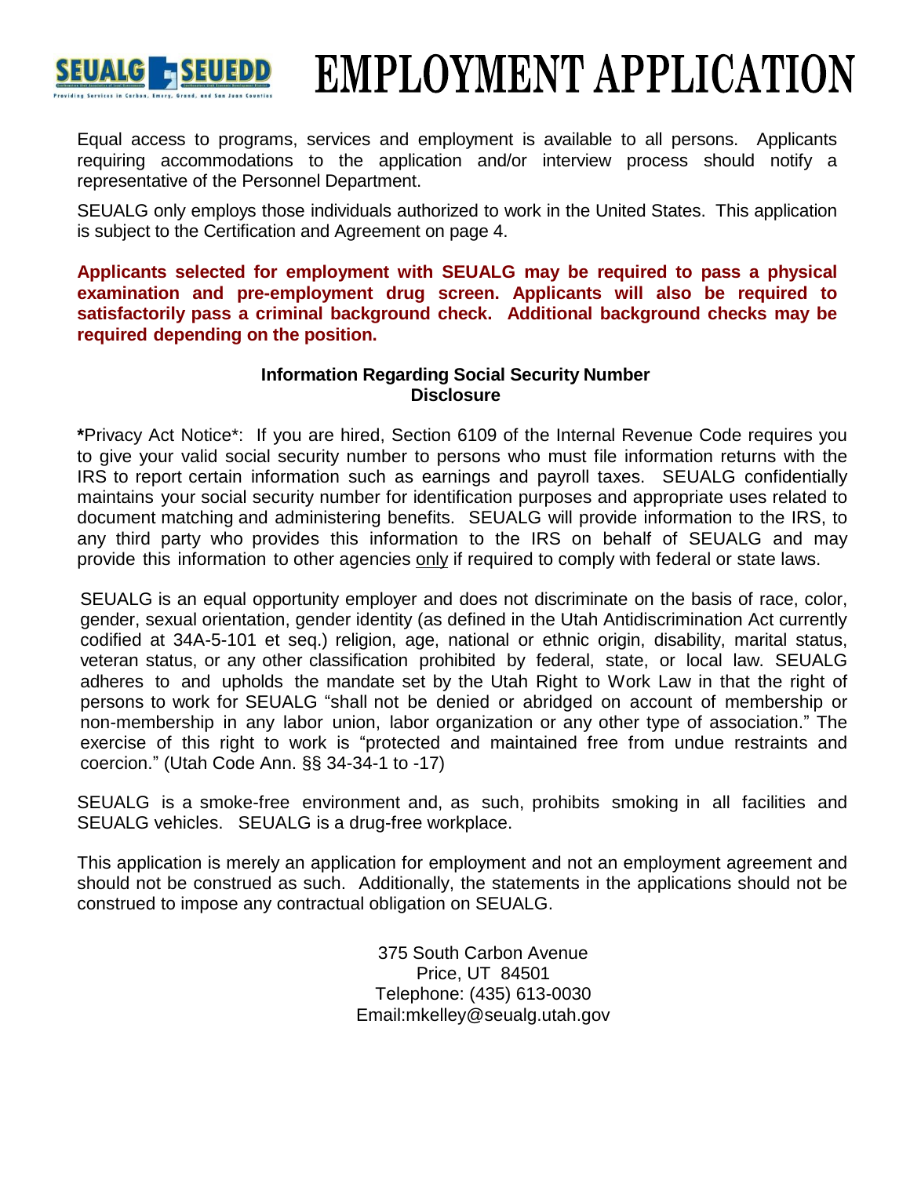SEUALG SEUEDD

# EMPLOYMENT APPLICATION

Equal access to programs, services and employment is available to all persons. Applicants requiring accommodations to the application and/or interview process should notify a representative of the Personnel Department.

SEUALG only employs those individuals authorized to work in the United States. This application is subject to the Certification and Agreement on page 4.

**Applicants selected for employment with SEUALG may be required to pass a physical examination and pre-employment drug screen. Applicants will also be required to satisfactorily pass a criminal background check. Additional background checks may be required depending on the position.**

**Information Regarding Social Security Number Disclosure**

**\***Privacy Act Notice*: If you are hired, Section 6109 of the Internal Revenue Code requires you to give your valid social security number to persons who must file information returns with the IRS to report certain information such as earnings and payroll taxes. SEUALG confidentially maintains your social security number for identification purposes and appropriate uses related to document matching and administering benefits. SEUALG will provide information to the IRS, to any third party who provides this information to the IRS on behalf of SEUALG and may provide this information to other agencies only if required to comply with federal or state laws.

SEUALG is an equal opportunity employer and does not discriminate on the basis of race, color, gender, sexual orientation, gender identity (as defined in the Utah Antidiscrimination Act currently codified at 34A-5-101 et seq.) religion, age, national or ethnic origin, disability, marital status, veteran status, or any other classification prohibited by federal, state, or local law. SEUALG adheres to and upholds the mandate set by the Utah Right to Work Law in that the right of persons to work for SEUALG "shall not be denied or abridged on account of membership or non-membership in any labor union, labor organization or any other type of association." The exercise of this right to work is "protected and maintained free from undue restraints and coercion." (Utah Code Ann. §§ 34-34-1 to -17)

SEUALG is a smoke-free environment and, as such, prohibits smoking in all facilities and SEUALG vehicles. SEUALG is a drug-free workplace.

This application is merely an application for employment and not an employment agreement and should not be construed as such. Additionally, the statements in the applications should not be construed to impose any contractual obligation on SEUALG.

375 South Carbon Avenue
Price, UT 84501
Telephone: (435) 613-0030
Email:mkelley@seualg.utah.gov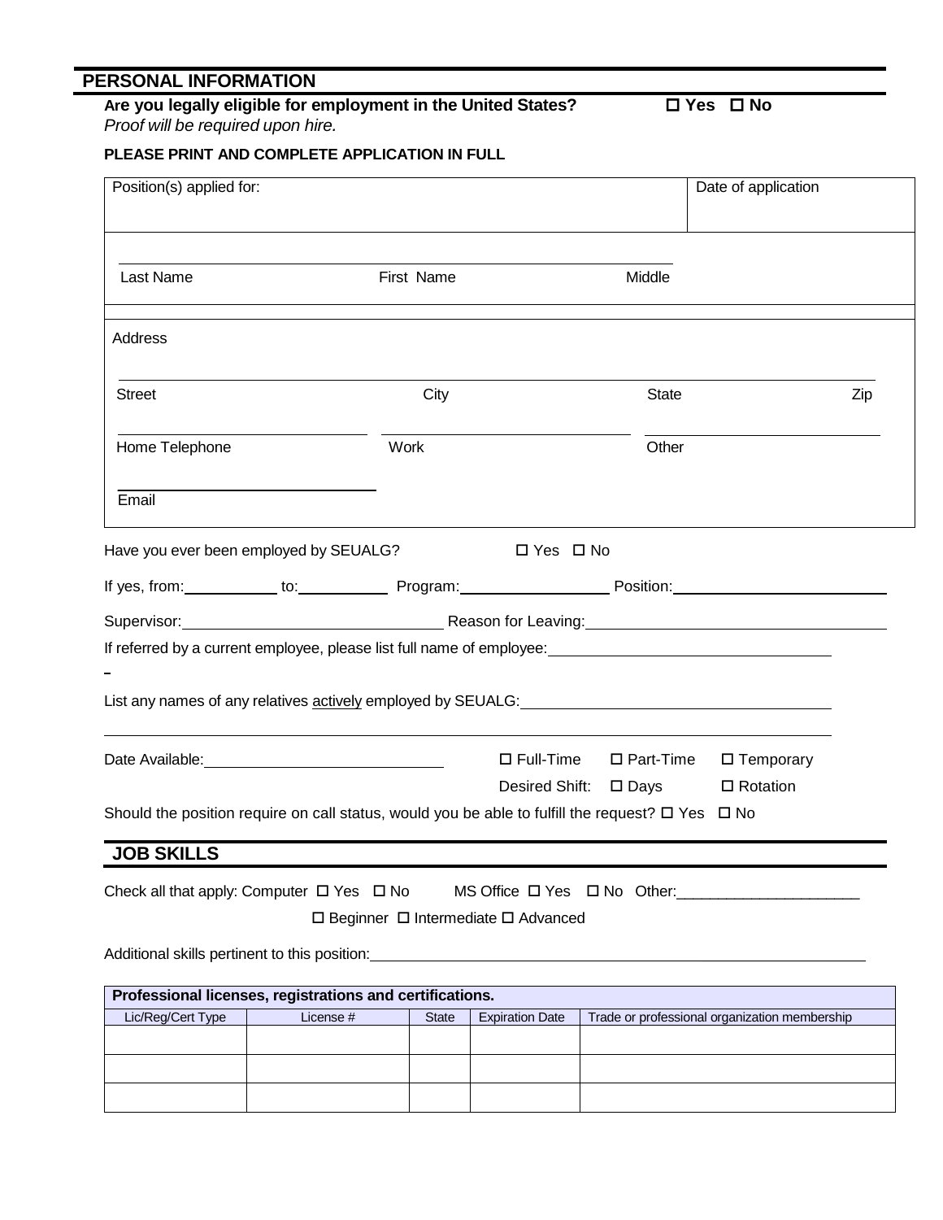## PERSONAL INFORMATION

**Are you legally eligible for employment in the United States?** ☐ **Yes** ☐ **No**

*Proof will be required upon hire.*

**PLEASE PRINT AND COMPLETE APPLICATION IN FULL**

| Position(s) applied for: | Date of application |
|---|---|
| | |

Last Name First Name Middle

Address

Street City State Zip

Home Telephone Work Other

Email

Have you ever been employed by SEUALG? ☐ Yes ☐ No

If yes, from:__________ to:__________ Program:________________ Position:______________________

Supervisor:____________________________ Reason for Leaving:______________________________

If referred by a current employee, please list full name of employee:______________________________

List any names of any relatives actively employed by SEUALG:__________________________________

Date Available:__________________________ ☐ Full-Time ☐ Part-Time ☐ Temporary

Desired Shift: ☐ Days ☐ Rotation

Should the position require on call status, would you be able to fulfill the request? ☐ Yes ☐ No

## JOB SKILLS

Check all that apply: Computer ☐ Yes ☐ No MS Office ☐ Yes ☐ No Other:____________________

☐ Beginner ☐ Intermediate ☐ Advanced

Additional skills pertinent to this position:________________________________________________

**Professional licenses, registrations and certifications.**

| Lic/Reg/Cert Type | License # | State | Expiration Date | Trade or professional organization membership |
|---|---|---|---|---|
| | | | | |
| | | | | |
| | | | | |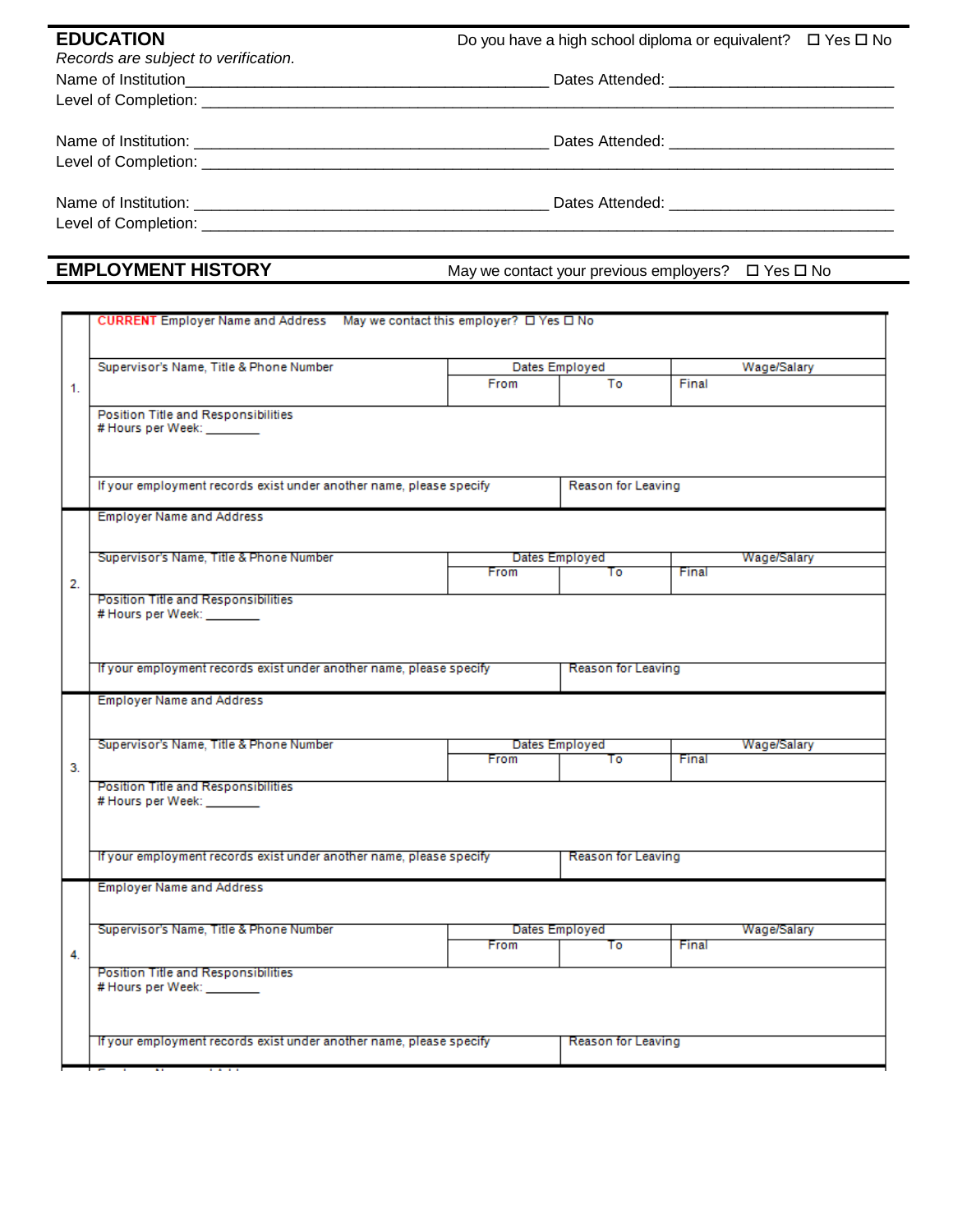## EDUCATION

Do you have a high school diploma or equivalent? ☐ Yes ☐ No

*Records are subject to verification.*

Name of Institution_________________________________________ Dates Attended: _________________________

Level of Completion: _____________________________________________________________________________

Name of Institution: _________________________________________ Dates Attended: _________________________

Level of Completion: _____________________________________________________________________________

Name of Institution: _________________________________________ Dates Attended: _________________________

Level of Completion: _____________________________________________________________________________

## EMPLOYMENT HISTORY

May we contact your previous employers? ☐ Yes ☐ No

| | | | | |
|---|---|---|---|---|
| 1. | **CURRENT** Employer Name and Address May we contact this employer? ☐ Yes ☐ No | | | |
| | Supervisor's Name, Title & Phone Number | Dates Employed | | Wage/Salary |
| | | From | To | Final |
| | Position Title and Responsibilities<br># Hours per Week: ________ | | | |
| | If your employment records exist under another name, please specify | Reason for Leaving | | |
| 2. | Employer Name and Address | | | |
| | Supervisor's Name, Title & Phone Number | Dates Employed | | Wage/Salary |
| | | From | To | Final |
| | Position Title and Responsibilities<br># Hours per Week: ________ | | | |
| | If your employment records exist under another name, please specify | Reason for Leaving | | |
| 3. | Employer Name and Address | | | |
| | Supervisor's Name, Title & Phone Number | Dates Employed | | Wage/Salary |
| | | From | To | Final |
| | Position Title and Responsibilities<br># Hours per Week: ________ | | | |
| | If your employment records exist under another name, please specify | Reason for Leaving | | |
| 4. | Employer Name and Address | | | |
| | Supervisor's Name, Title & Phone Number | Dates Employed | | Wage/Salary |
| | | From | To | Final |
| | Position Title and Responsibilities<br># Hours per Week: ________ | | | |
| | If your employment records exist under another name, please specify | Reason for Leaving | | |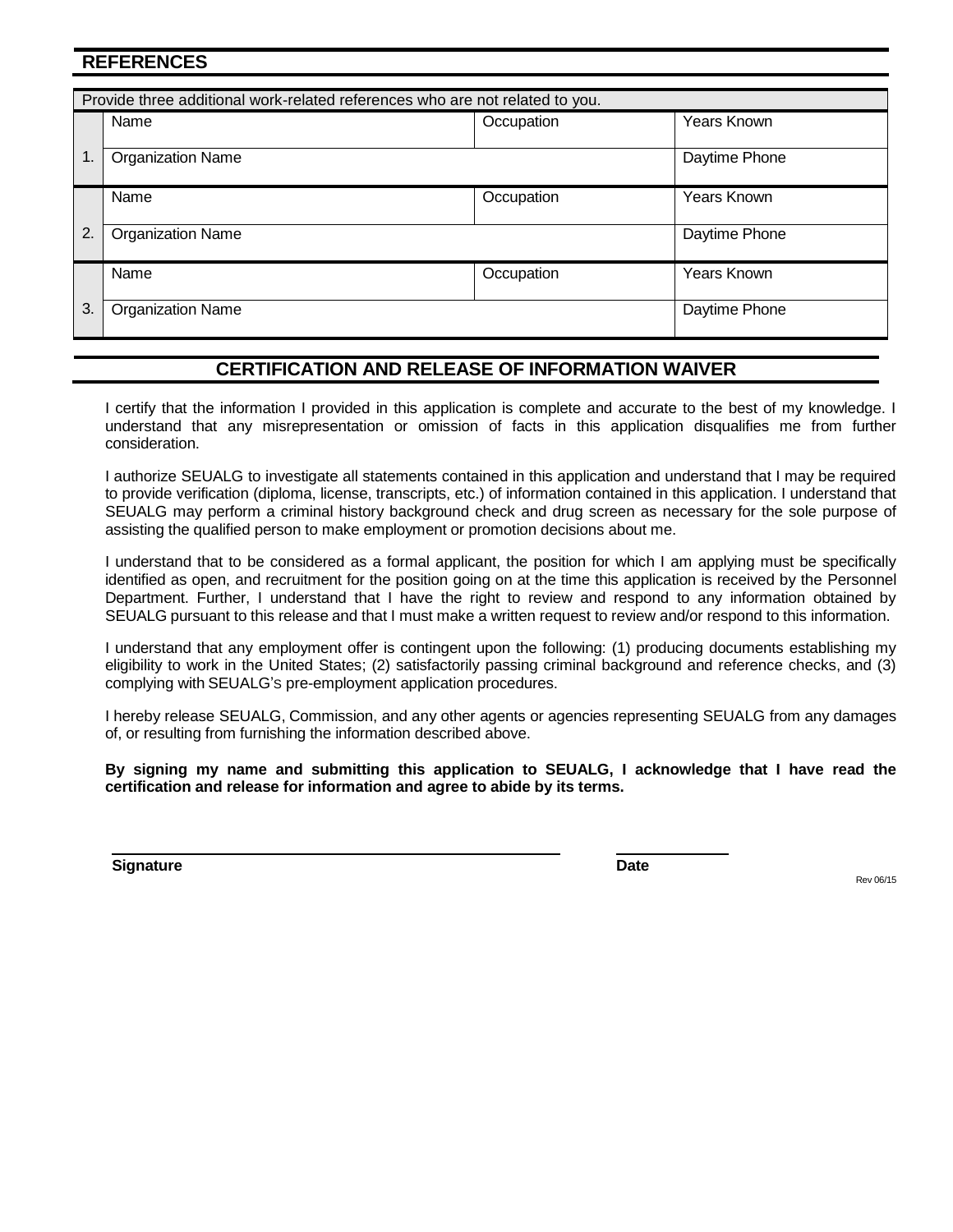## REFERENCES

Provide three additional work-related references who are not related to you.

| | | | |
|---|---|---|---|
| 1. | Name | Occupation | Years Known |
| | Organization Name | | Daytime Phone |
| 2. | Name | Occupation | Years Known |
| | Organization Name | | Daytime Phone |
| 3. | Name | Occupation | Years Known |
| | Organization Name | | Daytime Phone |

## CERTIFICATION AND RELEASE OF INFORMATION WAIVER

I certify that the information I provided in this application is complete and accurate to the best of my knowledge. I understand that any misrepresentation or omission of facts in this application disqualifies me from further consideration.

I authorize SEUALG to investigate all statements contained in this application and understand that I may be required to provide verification (diploma, license, transcripts, etc.) of information contained in this application. I understand that SEUALG may perform a criminal history background check and drug screen as necessary for the sole purpose of assisting the qualified person to make employment or promotion decisions about me.

I understand that to be considered as a formal applicant, the position for which I am applying must be specifically identified as open, and recruitment for the position going on at the time this application is received by the Personnel Department. Further, I understand that I have the right to review and respond to any information obtained by SEUALG pursuant to this release and that I must make a written request to review and/or respond to this information.

I understand that any employment offer is contingent upon the following: (1) producing documents establishing my eligibility to work in the United States; (2) satisfactorily passing criminal background and reference checks, and (3) complying with SEUALG's pre-employment application procedures.

I hereby release SEUALG, Commission, and any other agents or agencies representing SEUALG from any damages of, or resulting from furnishing the information described above.

**By signing my name and submitting this application to SEUALG, I acknowledge that I have read the certification and release for information and agree to abide by its terms.**

**Signature** **Date**

Rev 06/15